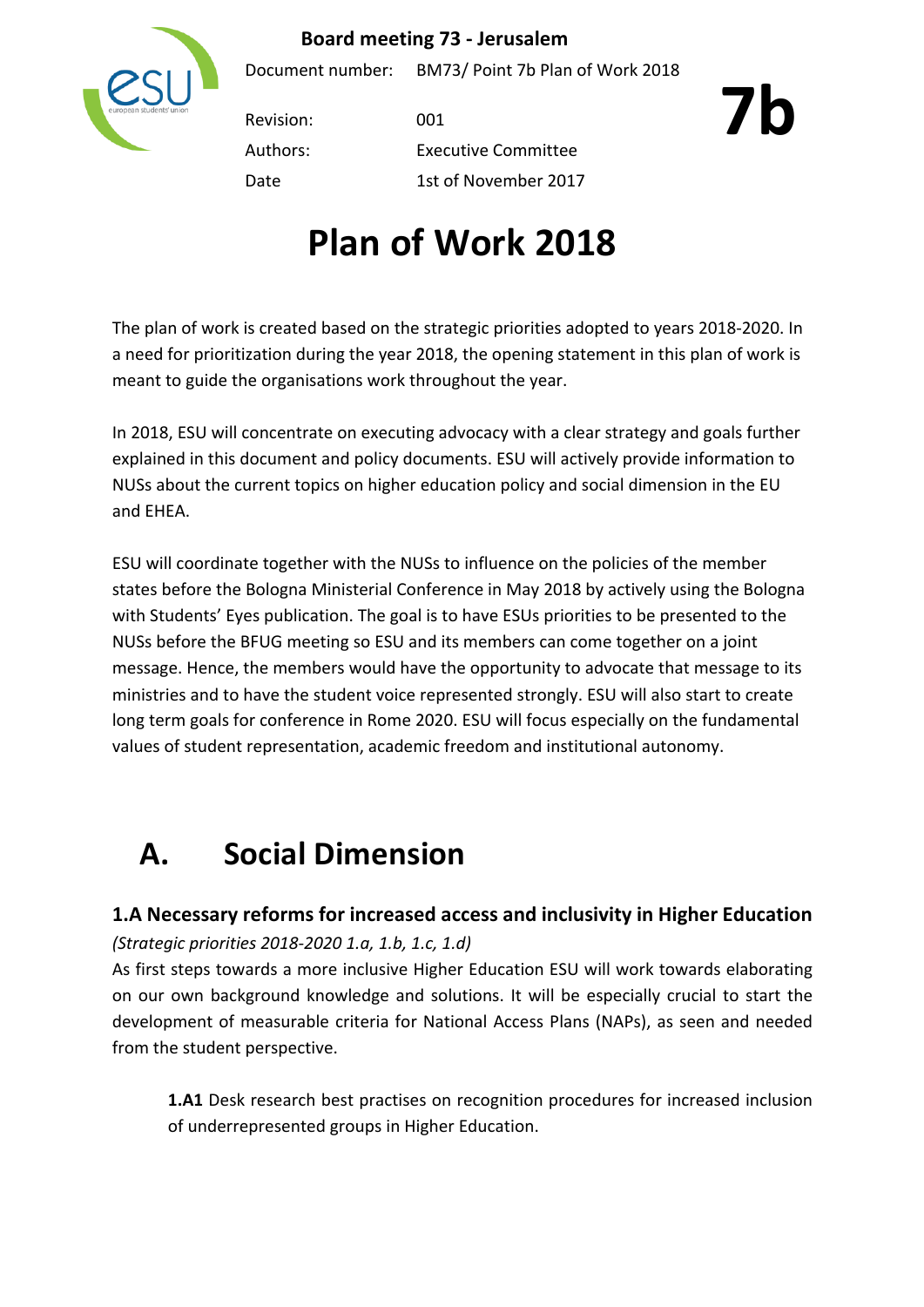**Board meeting 73 - Jerusalem**

| | |
|---|---|
| Document number: | BM73/ Point 7b Plan of Work 2018 |
| Revision: | 001 |
| Authors: | Executive Committee |
| Date | 1st of November 2017 |

**7b**

# Plan of Work 2018

The plan of work is created based on the strategic priorities adopted to years 2018-2020. In a need for prioritization during the year 2018, the opening statement in this plan of work is meant to guide the organisations work throughout the year.

In 2018, ESU will concentrate on executing advocacy with a clear strategy and goals further explained in this document and policy documents. ESU will actively provide information to NUSs about the current topics on higher education policy and social dimension in the EU and EHEA.

ESU will coordinate together with the NUSs to influence on the policies of the member states before the Bologna Ministerial Conference in May 2018 by actively using the Bologna with Students' Eyes publication. The goal is to have ESUs priorities to be presented to the NUSs before the BFUG meeting so ESU and its members can come together on a joint message. Hence, the members would have the opportunity to advocate that message to its ministries and to have the student voice represented strongly. ESU will also start to create long term goals for conference in Rome 2020. ESU will focus especially on the fundamental values of student representation, academic freedom and institutional autonomy.

## A. Social Dimension

### 1.A Necessary reforms for increased access and inclusivity in Higher Education

*(Strategic priorities 2018-2020 1.a, 1.b, 1.c, 1.d)*

As first steps towards a more inclusive Higher Education ESU will work towards elaborating on our own background knowledge and solutions. It will be especially crucial to start the development of measurable criteria for National Access Plans (NAPs), as seen and needed from the student perspective.

**1.A1** Desk research best practises on recognition procedures for increased inclusion of underrepresented groups in Higher Education.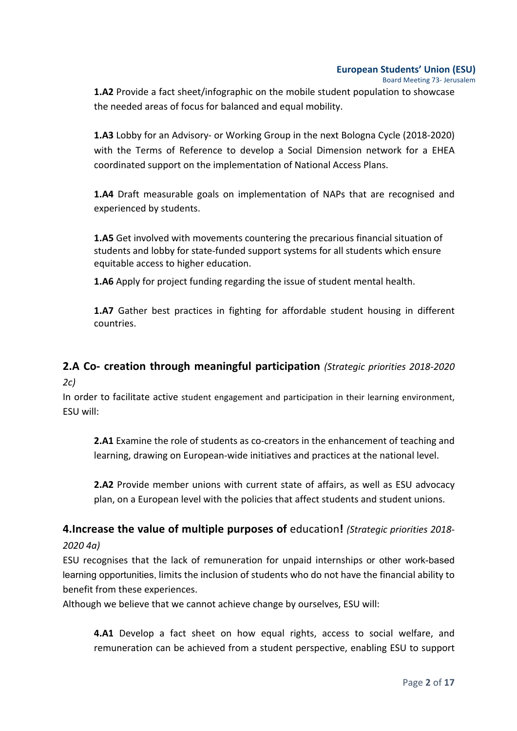**1.A2** Provide a fact sheet/infographic on the mobile student population to showcase the needed areas of focus for balanced and equal mobility.

**1.A3** Lobby for an Advisory- or Working Group in the next Bologna Cycle (2018-2020) with the Terms of Reference to develop a Social Dimension network for a EHEA coordinated support on the implementation of National Access Plans.

**1.A4** Draft measurable goals on implementation of NAPs that are recognised and experienced by students.

**1.A5** Get involved with movements countering the precarious financial situation of students and lobby for state-funded support systems for all students which ensure equitable access to higher education.

**1.A6** Apply for project funding regarding the issue of student mental health.

**1.A7** Gather best practices in fighting for affordable student housing in different countries.

## 2.A Co- creation through meaningful participation *(Strategic priorities 2018-2020 2c)*

In order to facilitate active student engagement and participation in their learning environment, ESU will:

**2.A1** Examine the role of students as co-creators in the enhancement of teaching and learning, drawing on European-wide initiatives and practices at the national level.

**2.A2** Provide member unions with current state of affairs, as well as ESU advocacy plan, on a European level with the policies that affect students and student unions.

## 4.Increase the value of multiple purposes of education! *(Strategic priorities 2018-2020 4a)*

ESU recognises that the lack of remuneration for unpaid internships or other work-based learning opportunities, limits the inclusion of students who do not have the financial ability to benefit from these experiences.

Although we believe that we cannot achieve change by ourselves, ESU will:

**4.A1** Develop a fact sheet on how equal rights, access to social welfare, and remuneration can be achieved from a student perspective, enabling ESU to support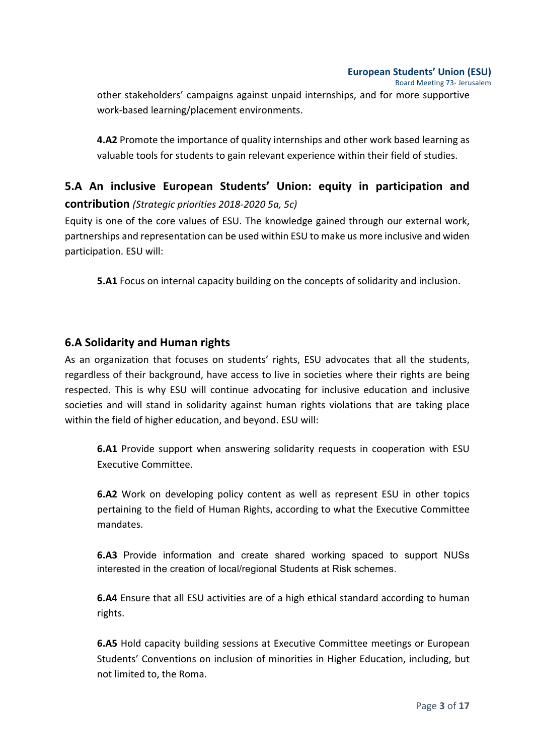other stakeholders' campaigns against unpaid internships, and for more supportive work-based learning/placement environments.

**4.A2** Promote the importance of quality internships and other work based learning as valuable tools for students to gain relevant experience within their field of studies.

## 5.A An inclusive European Students' Union: equity in participation and contribution *(Strategic priorities 2018-2020 5a, 5c)*

Equity is one of the core values of ESU. The knowledge gained through our external work, partnerships and representation can be used within ESU to make us more inclusive and widen participation. ESU will:

**5.A1** Focus on internal capacity building on the concepts of solidarity and inclusion.

## 6.A Solidarity and Human rights

As an organization that focuses on students' rights, ESU advocates that all the students, regardless of their background, have access to live in societies where their rights are being respected. This is why ESU will continue advocating for inclusive education and inclusive societies and will stand in solidarity against human rights violations that are taking place within the field of higher education, and beyond. ESU will:

**6.A1** Provide support when answering solidarity requests in cooperation with ESU Executive Committee.

**6.A2** Work on developing policy content as well as represent ESU in other topics pertaining to the field of Human Rights, according to what the Executive Committee mandates.

**6.A3** Provide information and create shared working spaced to support NUSs interested in the creation of local/regional Students at Risk schemes.

**6.A4** Ensure that all ESU activities are of a high ethical standard according to human rights.

**6.A5** Hold capacity building sessions at Executive Committee meetings or European Students' Conventions on inclusion of minorities in Higher Education, including, but not limited to, the Roma.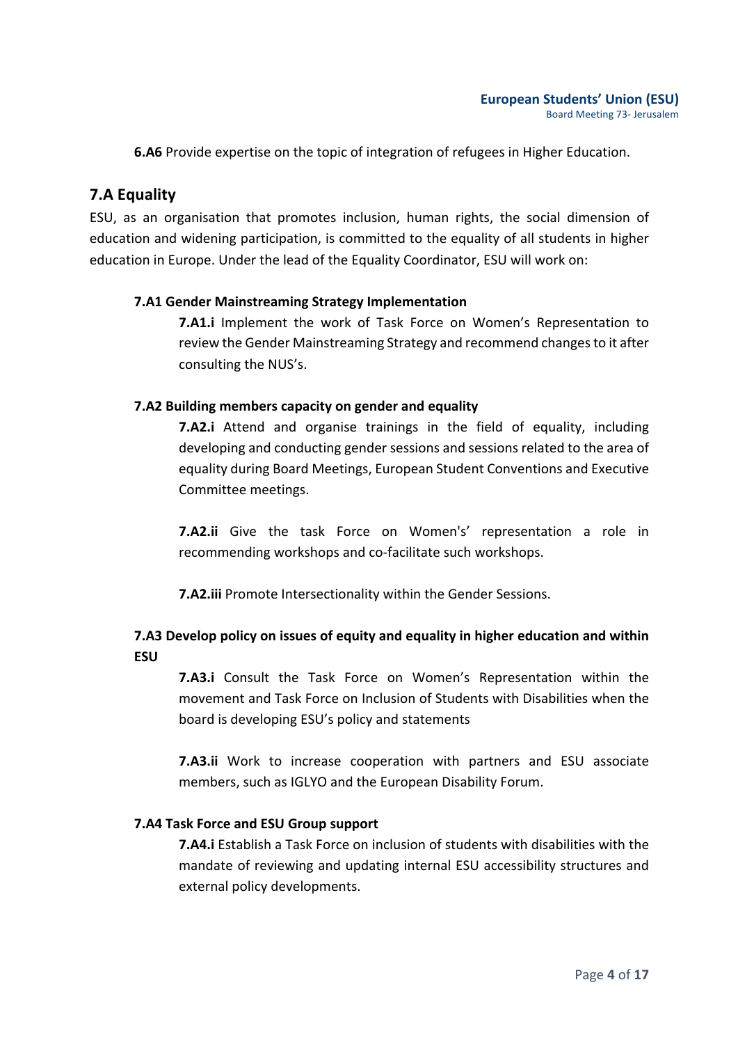**6.A6** Provide expertise on the topic of integration of refugees in Higher Education.

## 7.A Equality

ESU, as an organisation that promotes inclusion, human rights, the social dimension of education and widening participation, is committed to the equality of all students in higher education in Europe. Under the lead of the Equality Coordinator, ESU will work on:

### 7.A1 Gender Mainstreaming Strategy Implementation

**7.A1.i** Implement the work of Task Force on Women's Representation to review the Gender Mainstreaming Strategy and recommend changes to it after consulting the NUS's.

### 7.A2 Building members capacity on gender and equality

**7.A2.i** Attend and organise trainings in the field of equality, including developing and conducting gender sessions and sessions related to the area of equality during Board Meetings, European Student Conventions and Executive Committee meetings.

**7.A2.ii** Give the task Force on Women's' representation a role in recommending workshops and co-facilitate such workshops.

**7.A2.iii** Promote Intersectionality within the Gender Sessions.

### 7.A3 Develop policy on issues of equity and equality in higher education and within ESU

**7.A3.i** Consult the Task Force on Women's Representation within the movement and Task Force on Inclusion of Students with Disabilities when the board is developing ESU's policy and statements

**7.A3.ii** Work to increase cooperation with partners and ESU associate members, such as IGLYO and the European Disability Forum.

### 7.A4 Task Force and ESU Group support

**7.A4.i** Establish a Task Force on inclusion of students with disabilities with the mandate of reviewing and updating internal ESU accessibility structures and external policy developments.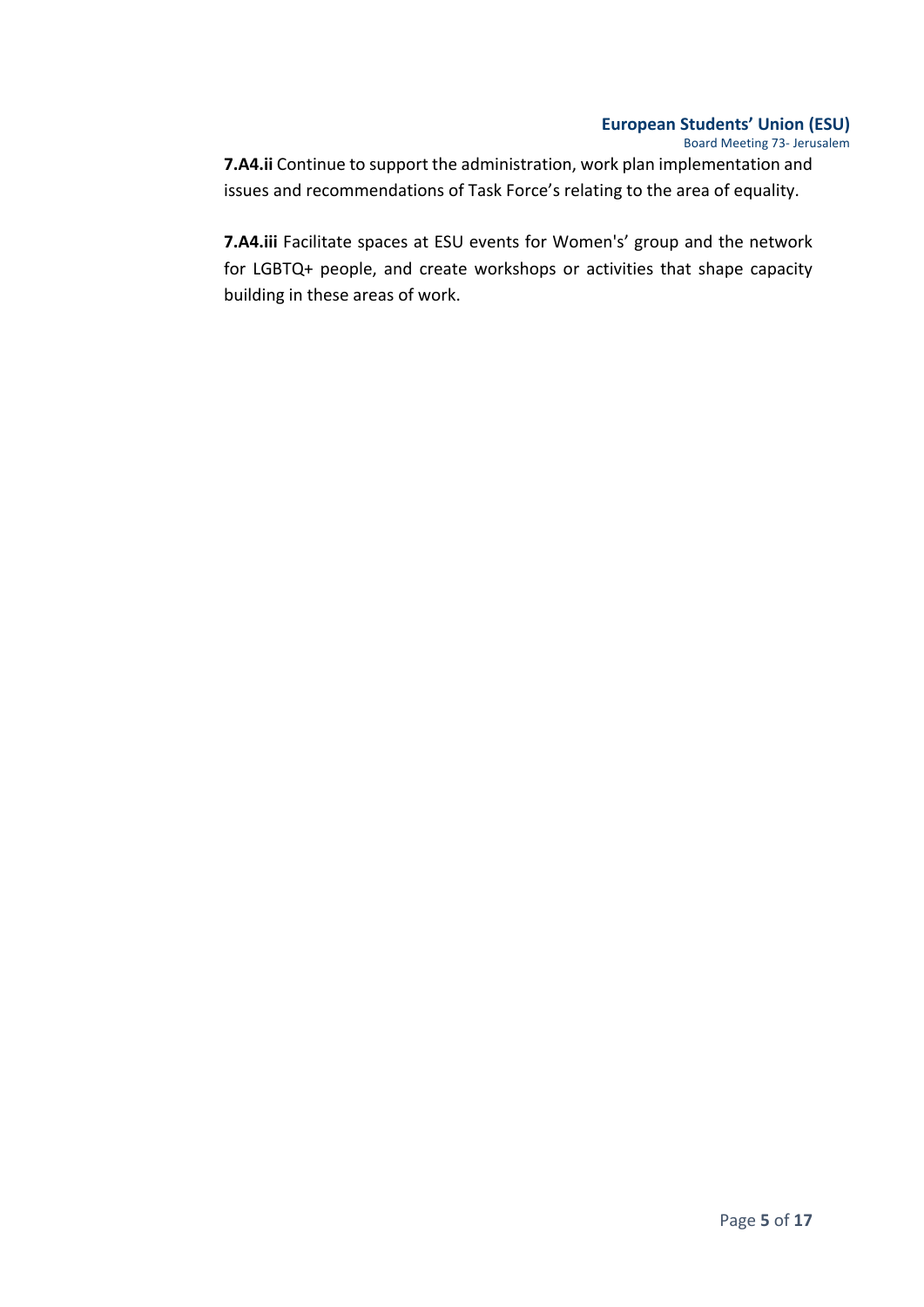**7.A4.ii** Continue to support the administration, work plan implementation and issues and recommendations of Task Force's relating to the area of equality.

**7.A4.iii** Facilitate spaces at ESU events for Women's' group and the network for LGBTQ+ people, and create workshops or activities that shape capacity building in these areas of work.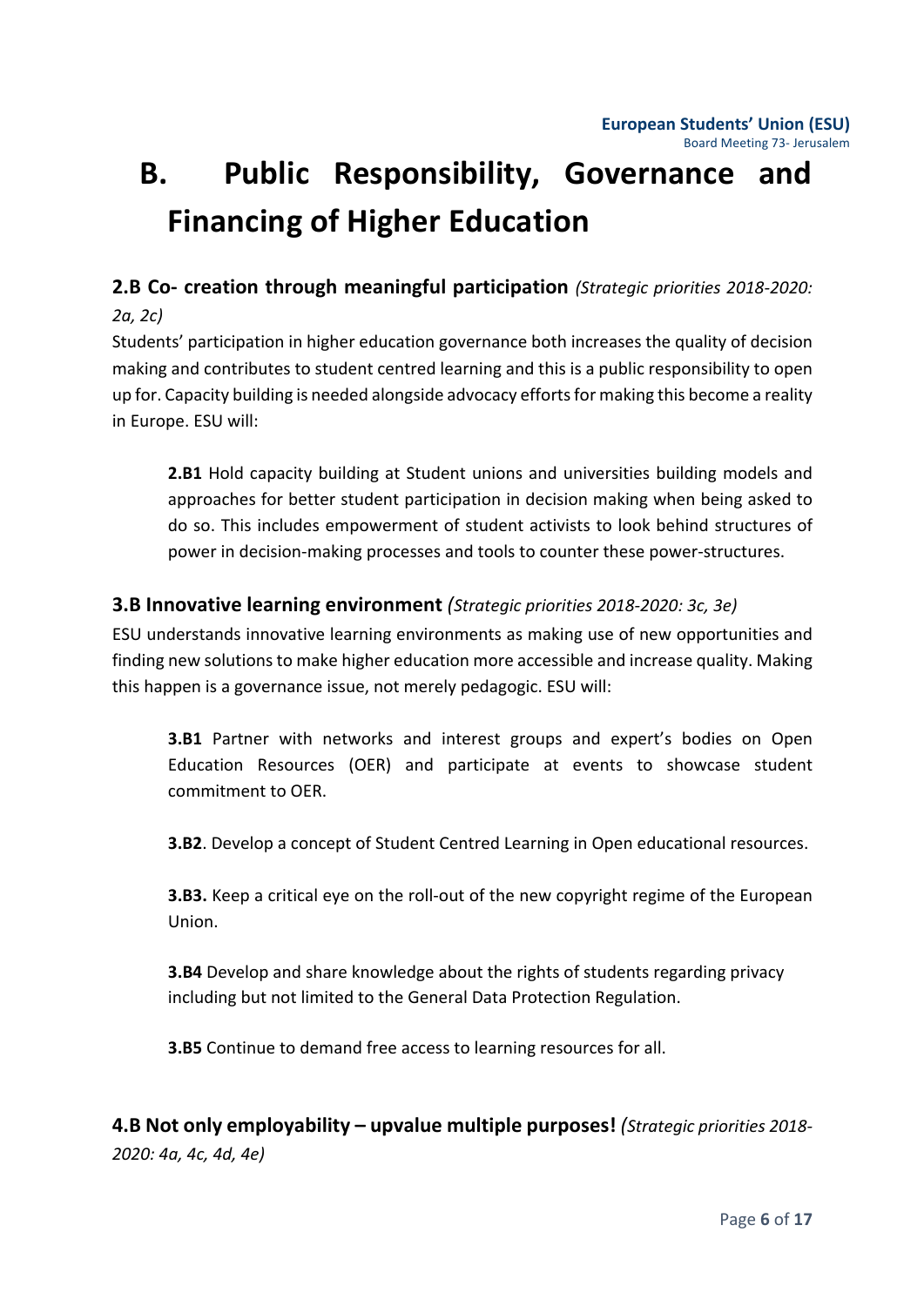# B. Public Responsibility, Governance and Financing of Higher Education

### 2.B Co- creation through meaningful participation *(Strategic priorities 2018-2020: 2a, 2c)*

Students' participation in higher education governance both increases the quality of decision making and contributes to student centred learning and this is a public responsibility to open up for. Capacity building is needed alongside advocacy efforts for making this become a reality in Europe. ESU will:

**2.B1** Hold capacity building at Student unions and universities building models and approaches for better student participation in decision making when being asked to do so. This includes empowerment of student activists to look behind structures of power in decision-making processes and tools to counter these power-structures.

### 3.B Innovative learning environment *(Strategic priorities 2018-2020: 3c, 3e)*

ESU understands innovative learning environments as making use of new opportunities and finding new solutions to make higher education more accessible and increase quality. Making this happen is a governance issue, not merely pedagogic. ESU will:

**3.B1** Partner with networks and interest groups and expert's bodies on Open Education Resources (OER) and participate at events to showcase student commitment to OER.

**3.B2**. Develop a concept of Student Centred Learning in Open educational resources.

**3.B3.** Keep a critical eye on the roll-out of the new copyright regime of the European Union.

**3.B4** Develop and share knowledge about the rights of students regarding privacy including but not limited to the General Data Protection Regulation.

**3.B5** Continue to demand free access to learning resources for all.

### 4.B Not only employability – upvalue multiple purposes! *(Strategic priorities 2018-2020: 4a, 4c, 4d, 4e)*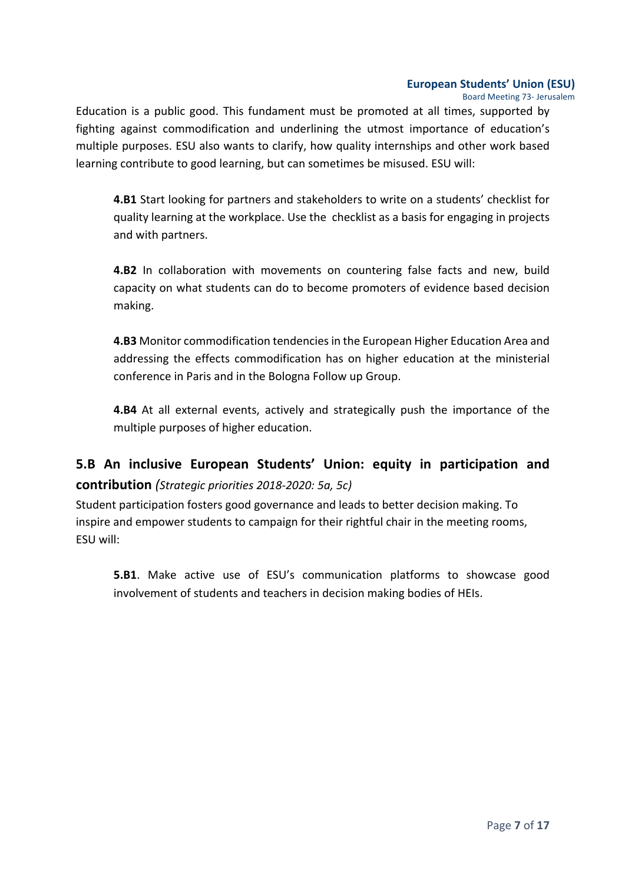Education is a public good. This fundament must be promoted at all times, supported by fighting against commodification and underlining the utmost importance of education's multiple purposes. ESU also wants to clarify, how quality internships and other work based learning contribute to good learning, but can sometimes be misused. ESU will:

**4.B1** Start looking for partners and stakeholders to write on a students' checklist for quality learning at the workplace. Use the checklist as a basis for engaging in projects and with partners.

**4.B2** In collaboration with movements on countering false facts and new, build capacity on what students can do to become promoters of evidence based decision making.

**4.B3** Monitor commodification tendencies in the European Higher Education Area and addressing the effects commodification has on higher education at the ministerial conference in Paris and in the Bologna Follow up Group.

**4.B4** At all external events, actively and strategically push the importance of the multiple purposes of higher education.

## 5.B An inclusive European Students' Union: equity in participation and contribution *(Strategic priorities 2018-2020: 5a, 5c)*

Student participation fosters good governance and leads to better decision making. To inspire and empower students to campaign for their rightful chair in the meeting rooms, ESU will:

**5.B1**. Make active use of ESU's communication platforms to showcase good involvement of students and teachers in decision making bodies of HEIs.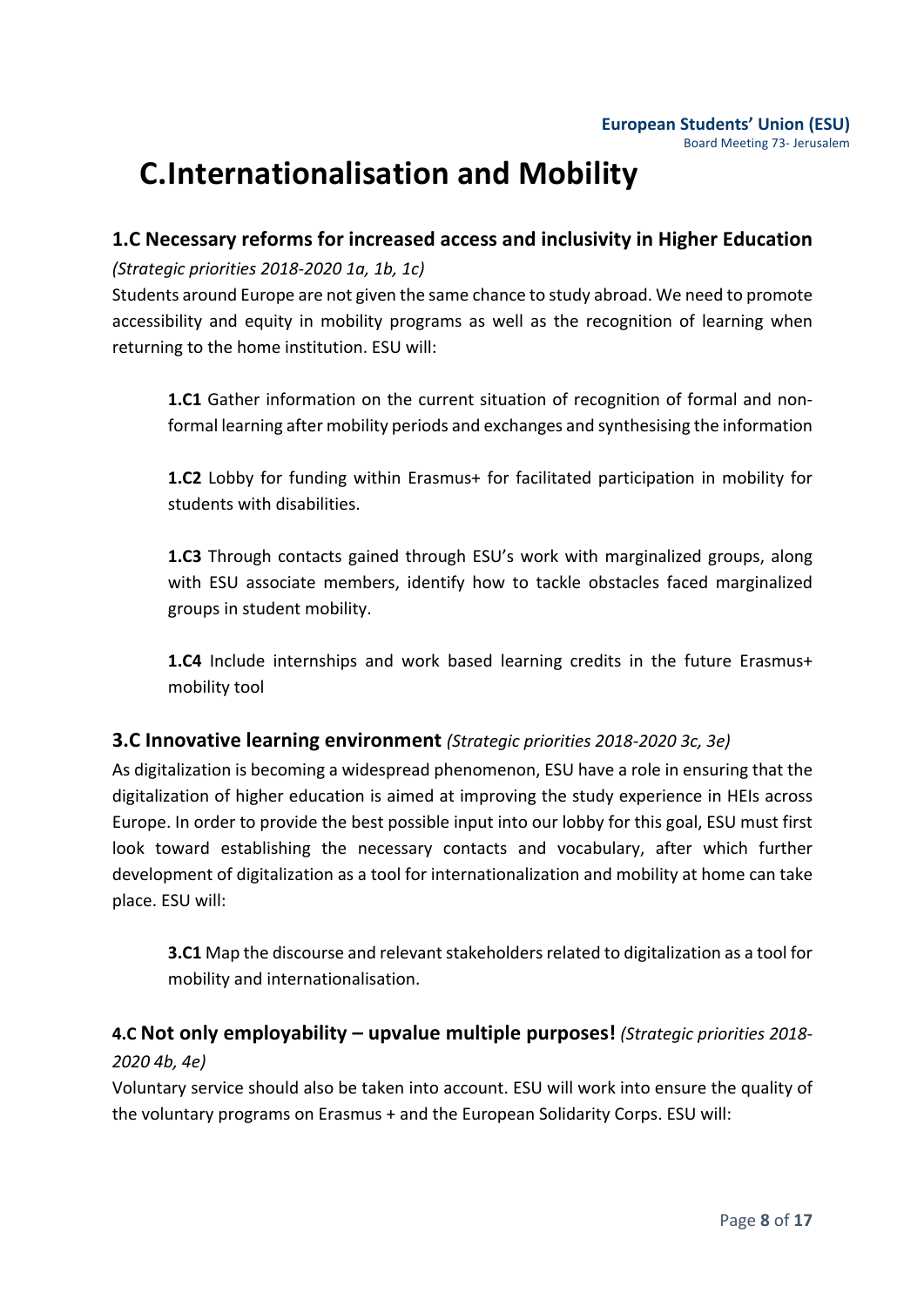# C.Internationalisation and Mobility

## 1.C Necessary reforms for increased access and inclusivity in Higher Education

*(Strategic priorities 2018-2020 1a, 1b, 1c)*

Students around Europe are not given the same chance to study abroad. We need to promote accessibility and equity in mobility programs as well as the recognition of learning when returning to the home institution. ESU will:

**1.C1** Gather information on the current situation of recognition of formal and non-formal learning after mobility periods and exchanges and synthesising the information

**1.C2** Lobby for funding within Erasmus+ for facilitated participation in mobility for students with disabilities.

**1.C3** Through contacts gained through ESU's work with marginalized groups, along with ESU associate members, identify how to tackle obstacles faced marginalized groups in student mobility.

**1.C4** Include internships and work based learning credits in the future Erasmus+ mobility tool

## 3.C Innovative learning environment *(Strategic priorities 2018-2020 3c, 3e)*

As digitalization is becoming a widespread phenomenon, ESU have a role in ensuring that the digitalization of higher education is aimed at improving the study experience in HEIs across Europe. In order to provide the best possible input into our lobby for this goal, ESU must first look toward establishing the necessary contacts and vocabulary, after which further development of digitalization as a tool for internationalization and mobility at home can take place. ESU will:

**3.C1** Map the discourse and relevant stakeholders related to digitalization as a tool for mobility and internationalisation.

## 4.C Not only employability – upvalue multiple purposes! *(Strategic priorities 2018-2020 4b, 4e)*

Voluntary service should also be taken into account. ESU will work into ensure the quality of the voluntary programs on Erasmus + and the European Solidarity Corps. ESU will: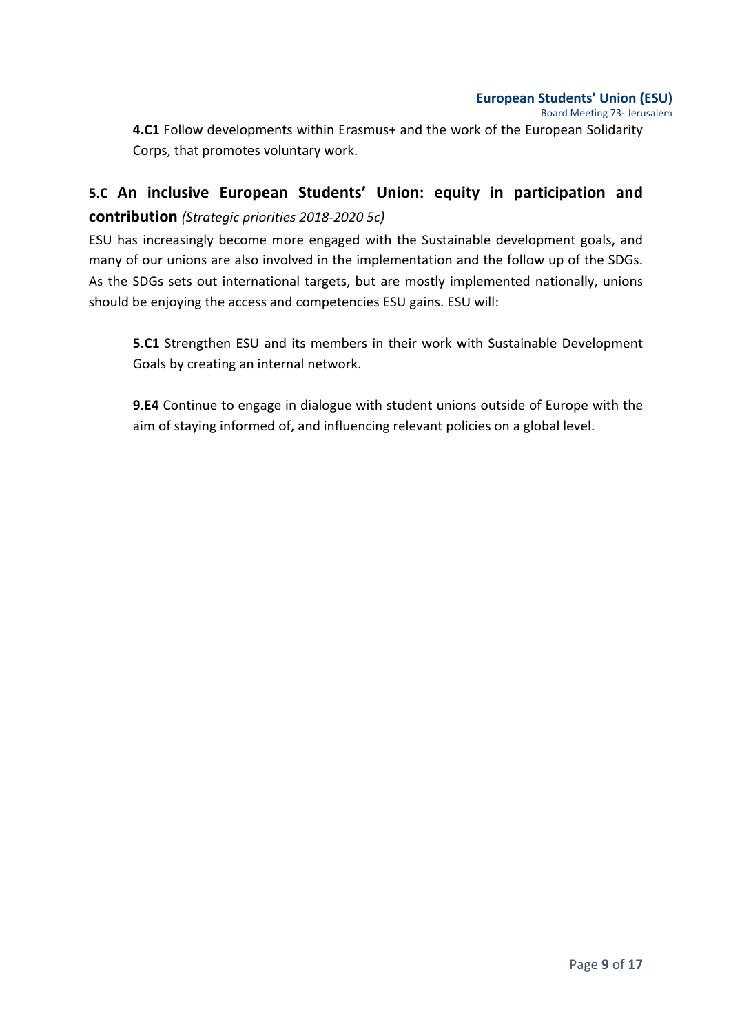**4.C1** Follow developments within Erasmus+ and the work of the European Solidarity Corps, that promotes voluntary work.

## 5.C An inclusive European Students' Union: equity in participation and contribution *(Strategic priorities 2018-2020 5c)*

ESU has increasingly become more engaged with the Sustainable development goals, and many of our unions are also involved in the implementation and the follow up of the SDGs. As the SDGs sets out international targets, but are mostly implemented nationally, unions should be enjoying the access and competencies ESU gains. ESU will:

**5.C1** Strengthen ESU and its members in their work with Sustainable Development Goals by creating an internal network.

**9.E4** Continue to engage in dialogue with student unions outside of Europe with the aim of staying informed of, and influencing relevant policies on a global level.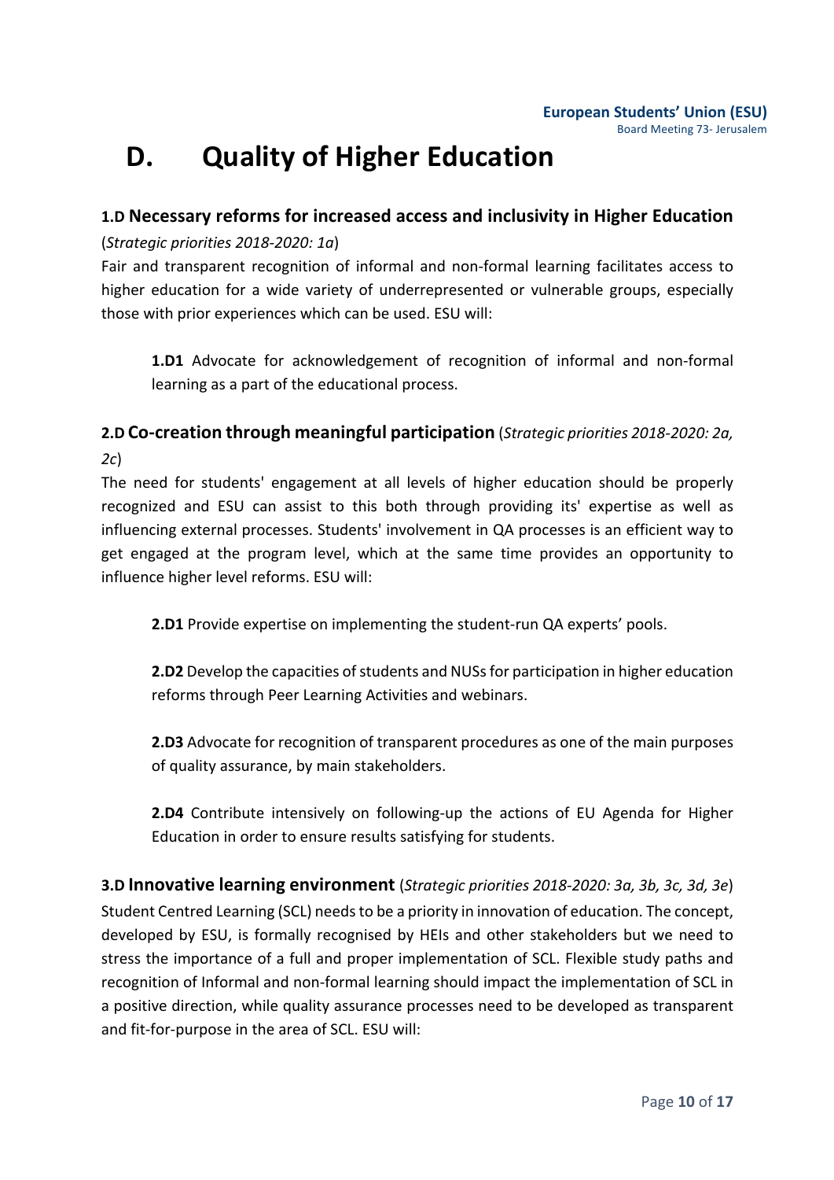# D. Quality of Higher Education

### 1.D Necessary reforms for increased access and inclusivity in Higher Education

(*Strategic priorities 2018-2020: 1a*)

Fair and transparent recognition of informal and non-formal learning facilitates access to higher education for a wide variety of underrepresented or vulnerable groups, especially those with prior experiences which can be used. ESU will:

**1.D1** Advocate for acknowledgement of recognition of informal and non-formal learning as a part of the educational process.

### 2.D Co-creation through meaningful participation (*Strategic priorities 2018-2020: 2a, 2c*)

The need for students' engagement at all levels of higher education should be properly recognized and ESU can assist to this both through providing its' expertise as well as influencing external processes. Students' involvement in QA processes is an efficient way to get engaged at the program level, which at the same time provides an opportunity to influence higher level reforms. ESU will:

**2.D1** Provide expertise on implementing the student-run QA experts' pools.

**2.D2** Develop the capacities of students and NUSs for participation in higher education reforms through Peer Learning Activities and webinars.

**2.D3** Advocate for recognition of transparent procedures as one of the main purposes of quality assurance, by main stakeholders.

**2.D4** Contribute intensively on following-up the actions of EU Agenda for Higher Education in order to ensure results satisfying for students.

### 3.D Innovative learning environment (*Strategic priorities 2018-2020: 3a, 3b, 3c, 3d, 3e*)

Student Centred Learning (SCL) needs to be a priority in innovation of education. The concept, developed by ESU, is formally recognised by HEIs and other stakeholders but we need to stress the importance of a full and proper implementation of SCL. Flexible study paths and recognition of Informal and non-formal learning should impact the implementation of SCL in a positive direction, while quality assurance processes need to be developed as transparent and fit-for-purpose in the area of SCL. ESU will: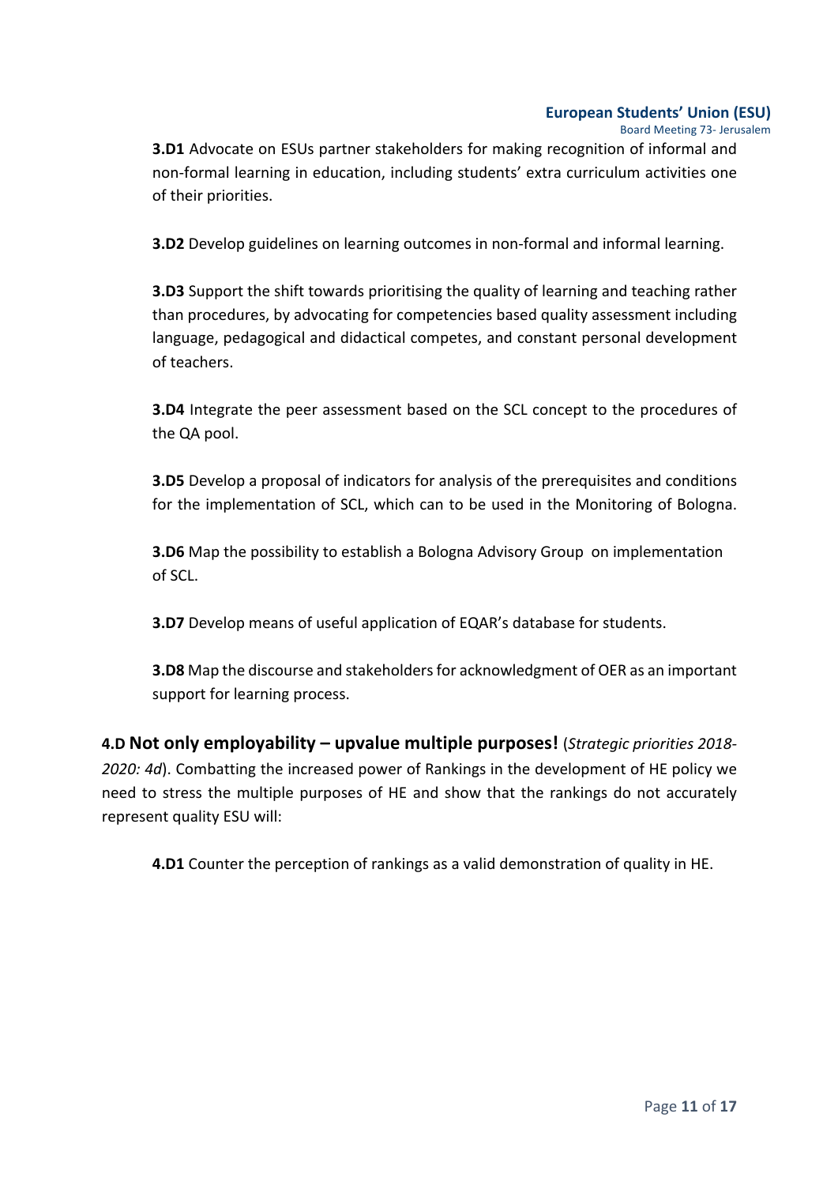**3.D1** Advocate on ESUs partner stakeholders for making recognition of informal and non-formal learning in education, including students' extra curriculum activities one of their priorities.

**3.D2** Develop guidelines on learning outcomes in non-formal and informal learning.

**3.D3** Support the shift towards prioritising the quality of learning and teaching rather than procedures, by advocating for competencies based quality assessment including language, pedagogical and didactical competes, and constant personal development of teachers.

**3.D4** Integrate the peer assessment based on the SCL concept to the procedures of the QA pool.

**3.D5** Develop a proposal of indicators for analysis of the prerequisites and conditions for the implementation of SCL, which can to be used in the Monitoring of Bologna.

**3.D6** Map the possibility to establish a Bologna Advisory Group on implementation of SCL.

**3.D7** Develop means of useful application of EQAR's database for students.

**3.D8** Map the discourse and stakeholders for acknowledgment of OER as an important support for learning process.

**4.D Not only employability – upvalue multiple purposes!** (*Strategic priorities 2018-2020: 4d*). Combatting the increased power of Rankings in the development of HE policy we need to stress the multiple purposes of HE and show that the rankings do not accurately represent quality ESU will:

**4.D1** Counter the perception of rankings as a valid demonstration of quality in HE.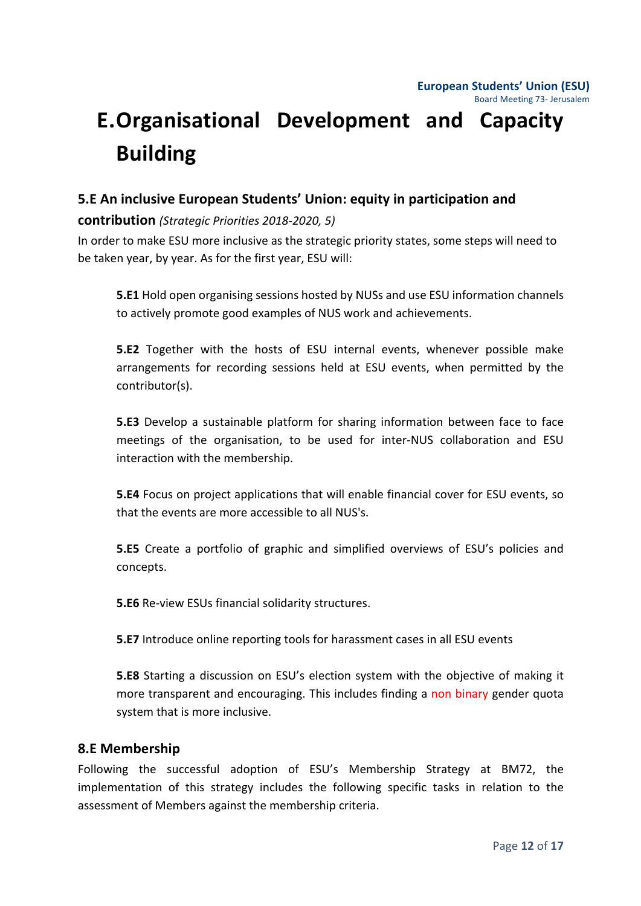# E. Organisational Development and Capacity Building

## 5.E An inclusive European Students' Union: equity in participation and contribution *(Strategic Priorities 2018-2020, 5)*

In order to make ESU more inclusive as the strategic priority states, some steps will need to be taken year, by year. As for the first year, ESU will:

**5.E1** Hold open organising sessions hosted by NUSs and use ESU information channels to actively promote good examples of NUS work and achievements.

**5.E2** Together with the hosts of ESU internal events, whenever possible make arrangements for recording sessions held at ESU events, when permitted by the contributor(s).

**5.E3** Develop a sustainable platform for sharing information between face to face meetings of the organisation, to be used for inter-NUS collaboration and ESU interaction with the membership.

**5.E4** Focus on project applications that will enable financial cover for ESU events, so that the events are more accessible to all NUS's.

**5.E5** Create a portfolio of graphic and simplified overviews of ESU's policies and concepts.

**5.E6** Re-view ESUs financial solidarity structures.

**5.E7** Introduce online reporting tools for harassment cases in all ESU events

**5.E8** Starting a discussion on ESU's election system with the objective of making it more transparent and encouraging. This includes finding a non binary gender quota system that is more inclusive.

## 8.E Membership

Following the successful adoption of ESU's Membership Strategy at BM72, the implementation of this strategy includes the following specific tasks in relation to the assessment of Members against the membership criteria.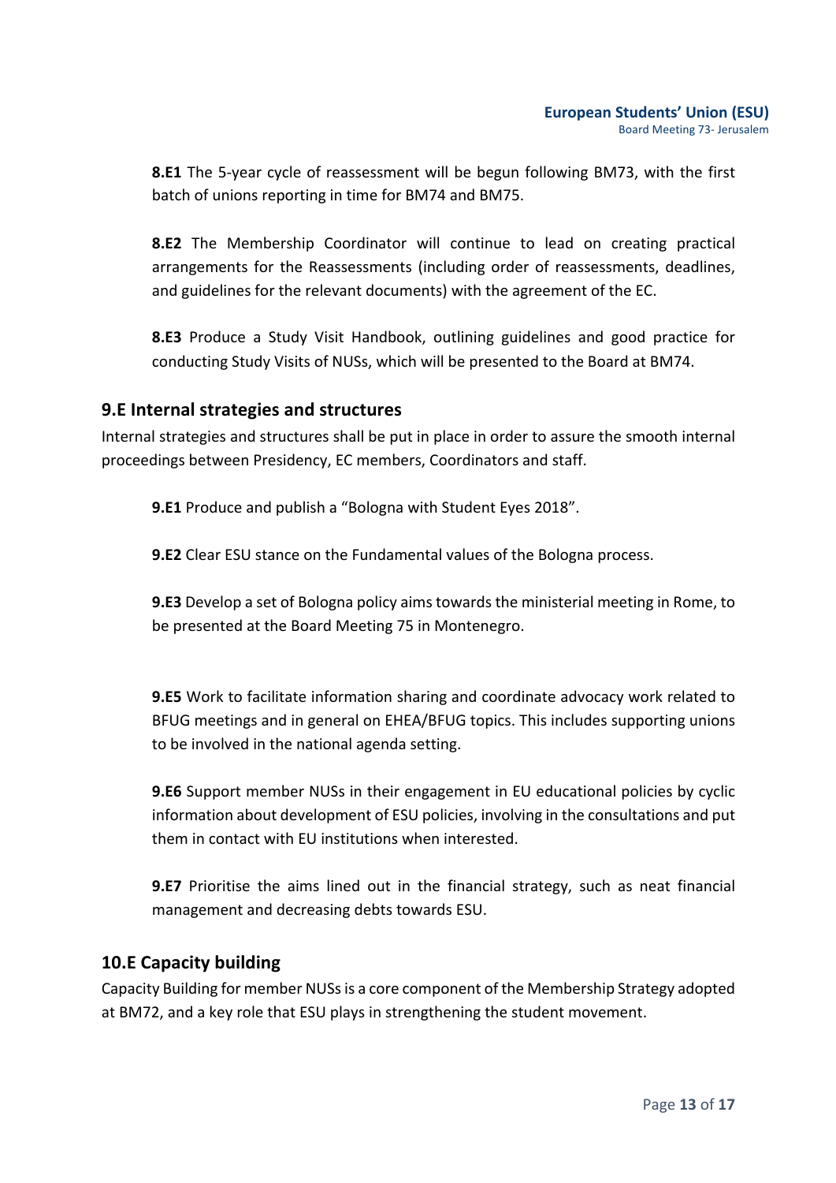**8.E1** The 5-year cycle of reassessment will be begun following BM73, with the first batch of unions reporting in time for BM74 and BM75.

**8.E2** The Membership Coordinator will continue to lead on creating practical arrangements for the Reassessments (including order of reassessments, deadlines, and guidelines for the relevant documents) with the agreement of the EC.

**8.E3** Produce a Study Visit Handbook, outlining guidelines and good practice for conducting Study Visits of NUSs, which will be presented to the Board at BM74.

## 9.E Internal strategies and structures

Internal strategies and structures shall be put in place in order to assure the smooth internal proceedings between Presidency, EC members, Coordinators and staff.

**9.E1** Produce and publish a "Bologna with Student Eyes 2018".

**9.E2** Clear ESU stance on the Fundamental values of the Bologna process.

**9.E3** Develop a set of Bologna policy aims towards the ministerial meeting in Rome, to be presented at the Board Meeting 75 in Montenegro.

**9.E5** Work to facilitate information sharing and coordinate advocacy work related to BFUG meetings and in general on EHEA/BFUG topics. This includes supporting unions to be involved in the national agenda setting.

**9.E6** Support member NUSs in their engagement in EU educational policies by cyclic information about development of ESU policies, involving in the consultations and put them in contact with EU institutions when interested.

**9.E7** Prioritise the aims lined out in the financial strategy, such as neat financial management and decreasing debts towards ESU.

## 10.E Capacity building

Capacity Building for member NUSs is a core component of the Membership Strategy adopted at BM72, and a key role that ESU plays in strengthening the student movement.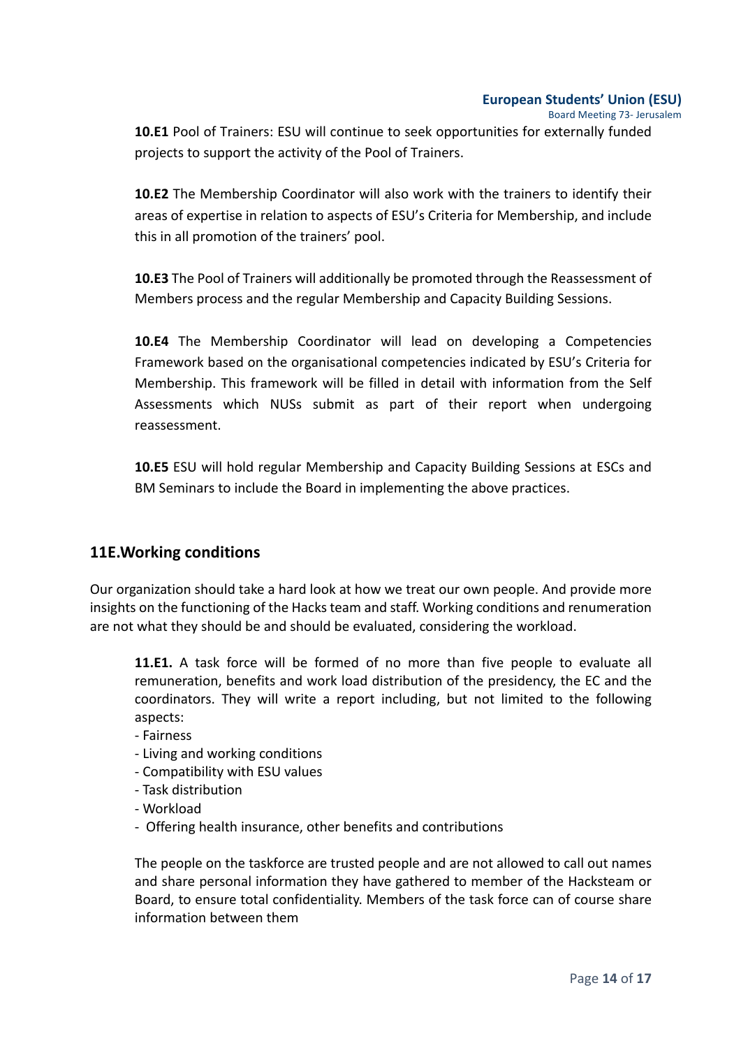**10.E1** Pool of Trainers: ESU will continue to seek opportunities for externally funded projects to support the activity of the Pool of Trainers.

**10.E2** The Membership Coordinator will also work with the trainers to identify their areas of expertise in relation to aspects of ESU's Criteria for Membership, and include this in all promotion of the trainers' pool.

**10.E3** The Pool of Trainers will additionally be promoted through the Reassessment of Members process and the regular Membership and Capacity Building Sessions.

**10.E4** The Membership Coordinator will lead on developing a Competencies Framework based on the organisational competencies indicated by ESU's Criteria for Membership. This framework will be filled in detail with information from the Self Assessments which NUSs submit as part of their report when undergoing reassessment.

**10.E5** ESU will hold regular Membership and Capacity Building Sessions at ESCs and BM Seminars to include the Board in implementing the above practices.

## 11E.Working conditions

Our organization should take a hard look at how we treat our own people. And provide more insights on the functioning of the Hacks team and staff. Working conditions and renumeration are not what they should be and should be evaluated, considering the workload.

**11.E1.** A task force will be formed of no more than five people to evaluate all remuneration, benefits and work load distribution of the presidency, the EC and the coordinators. They will write a report including, but not limited to the following aspects:

- Fairness
- Living and working conditions
- Compatibility with ESU values
- Task distribution
- Workload
- Offering health insurance, other benefits and contributions

The people on the taskforce are trusted people and are not allowed to call out names and share personal information they have gathered to member of the Hacksteam or Board, to ensure total confidentiality. Members of the task force can of course share information between them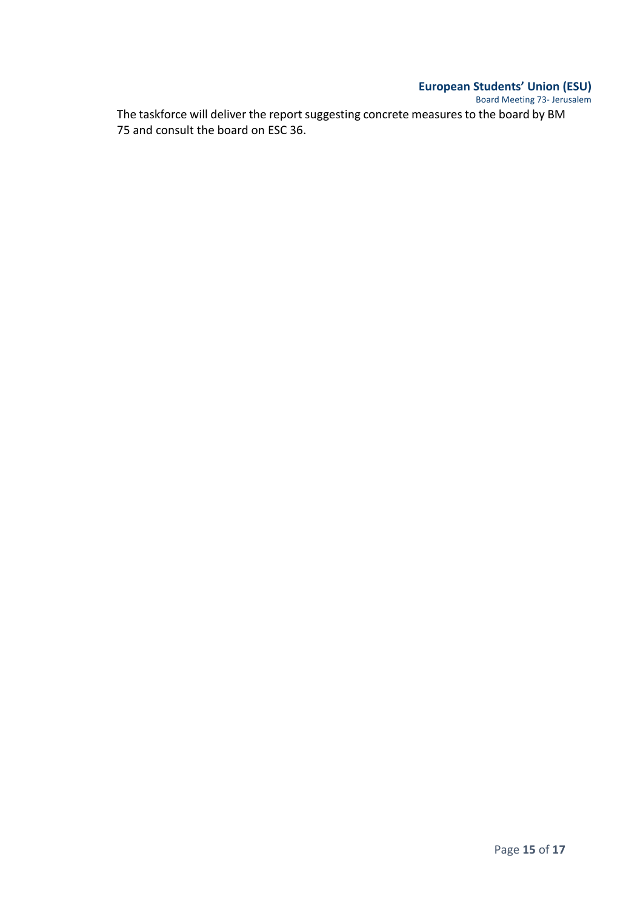The taskforce will deliver the report suggesting concrete measures to the board by BM 75 and consult the board on ESC 36.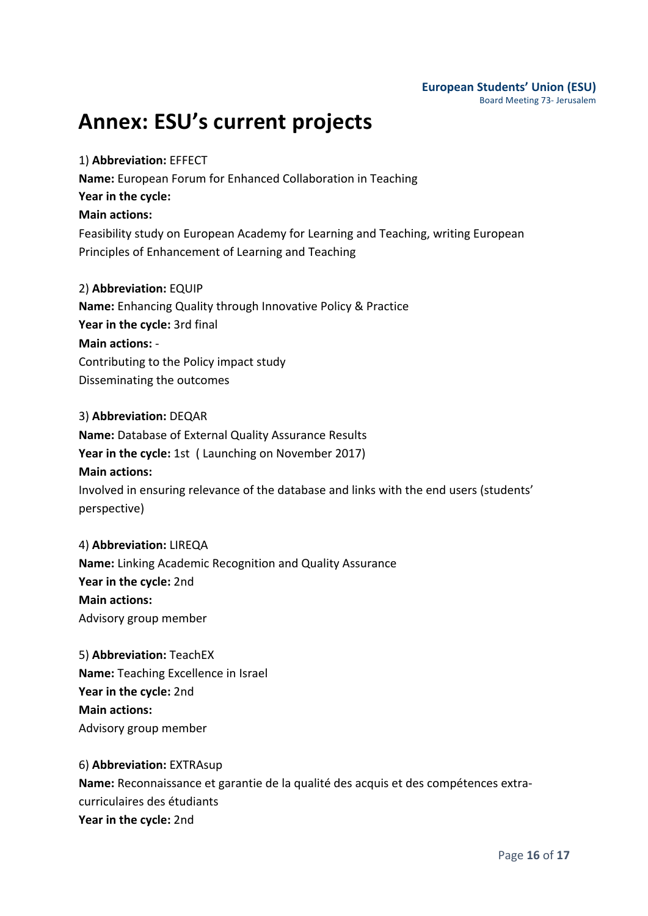# Annex: ESU's current projects

1) **Abbreviation:** EFFECT
**Name:** European Forum for Enhanced Collaboration in Teaching
**Year in the cycle:**
**Main actions:**
Feasibility study on European Academy for Learning and Teaching, writing European Principles of Enhancement of Learning and Teaching

2) **Abbreviation:** EQUIP
**Name:** Enhancing Quality through Innovative Policy & Practice
**Year in the cycle:** 3rd final
**Main actions:** -
Contributing to the Policy impact study
Disseminating the outcomes

3) **Abbreviation:** DEQAR
**Name:** Database of External Quality Assurance Results
**Year in the cycle:** 1st ( Launching on November 2017)
**Main actions:**
Involved in ensuring relevance of the database and links with the end users (students' perspective)

4) **Abbreviation:** LIREQA
**Name:** Linking Academic Recognition and Quality Assurance
**Year in the cycle:** 2nd
**Main actions:**
Advisory group member

5) **Abbreviation:** TeachEX
**Name:** Teaching Excellence in Israel
**Year in the cycle:** 2nd
**Main actions:**
Advisory group member

6) **Abbreviation:** EXTRAsup
**Name:** Reconnaissance et garantie de la qualité des acquis et des compétences extra-curriculaires des étudiants
**Year in the cycle:** 2nd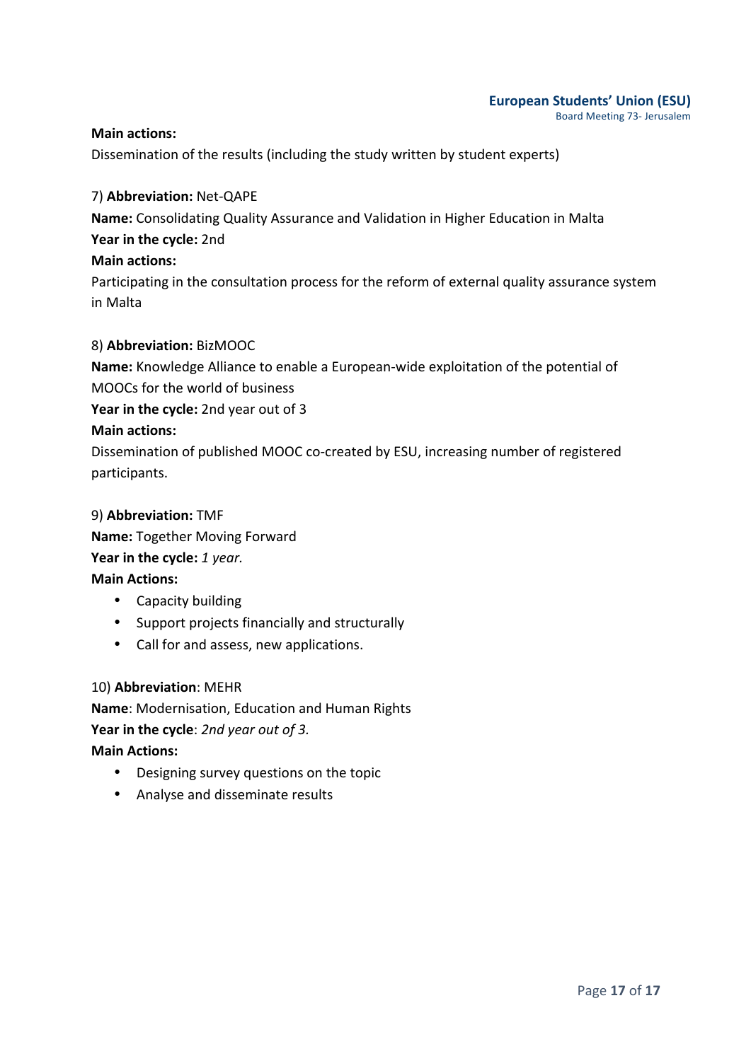**Main actions:**

Dissemination of the results (including the study written by student experts)

7) **Abbreviation:** Net-QAPE

**Name:** Consolidating Quality Assurance and Validation in Higher Education in Malta

**Year in the cycle:** 2nd

**Main actions:**

Participating in the consultation process for the reform of external quality assurance system in Malta

8) **Abbreviation:** BizMOOC

**Name:** Knowledge Alliance to enable a European-wide exploitation of the potential of MOOCs for the world of business

**Year in the cycle:** 2nd year out of 3

**Main actions:**

Dissemination of published MOOC co-created by ESU, increasing number of registered participants.

9) **Abbreviation:** TMF

**Name:** Together Moving Forward

**Year in the cycle:** *1 year.*

**Main Actions:**

- Capacity building
- Support projects financially and structurally
- Call for and assess, new applications.

10) **Abbreviation**: MEHR

**Name**: Modernisation, Education and Human Rights

**Year in the cycle**: *2nd year out of 3.*

**Main Actions:**

- Designing survey questions on the topic
- Analyse and disseminate results